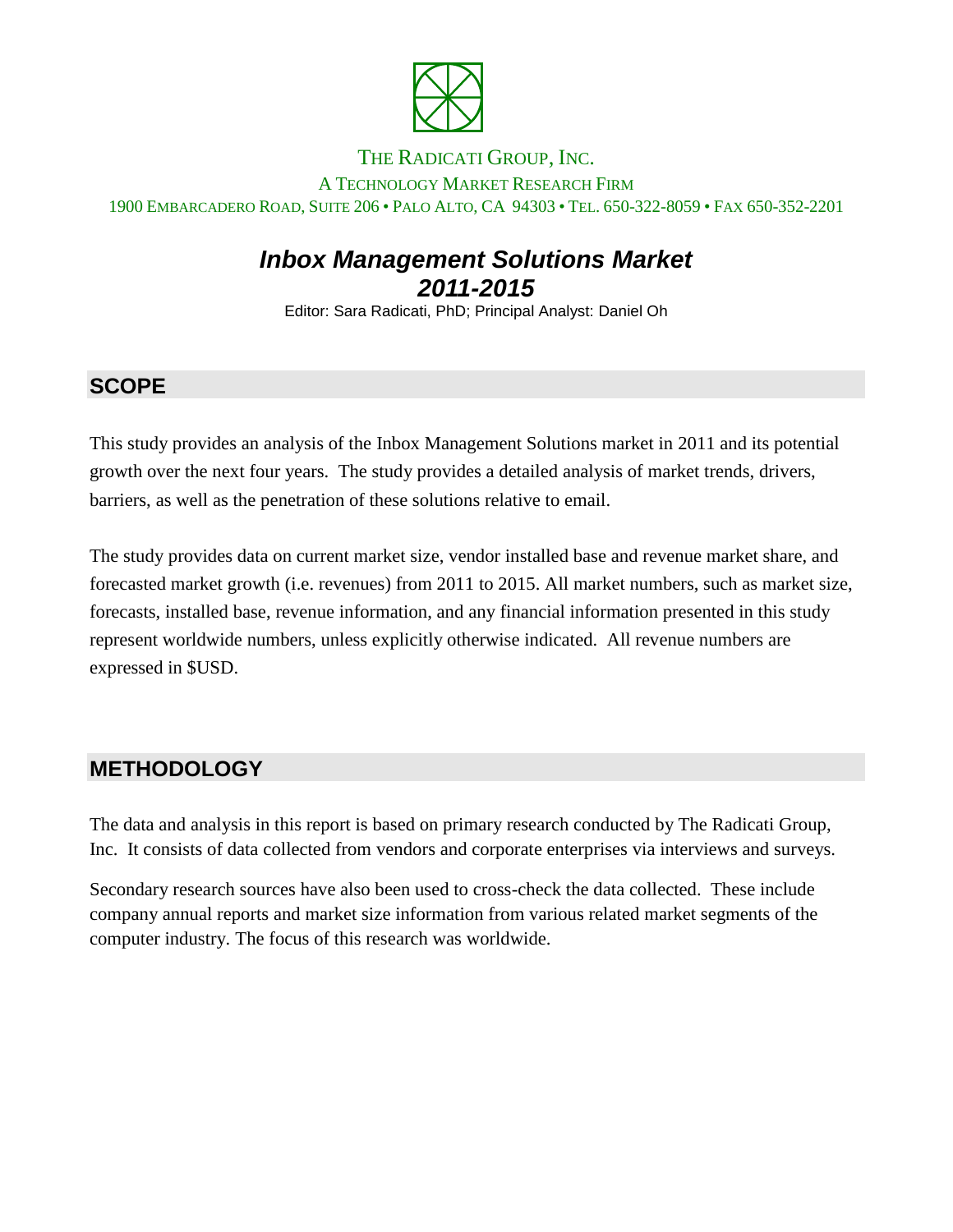THE RADICATI GROUP, INC.

A TECHNOLOGY MARKET RESEARCH FIRM

1900 EMBARCADERO ROAD, SUITE 206 • PALO ALTO, CA 94303 • TEL. 650-322-8059 • FAX 650-352-2201

# *Inbox Management Solutions Market 2011-2015*

Editor: Sara Radicati, PhD; Principal Analyst: Daniel Oh

## SCOPE

This study provides an analysis of the Inbox Management Solutions market in 2011 and its potential growth over the next four years. The study provides a detailed analysis of market trends, drivers, barriers, as well as the penetration of these solutions relative to email.

The study provides data on current market size, vendor installed base and revenue market share, and forecasted market growth (i.e. revenues) from 2011 to 2015. All market numbers, such as market size, forecasts, installed base, revenue information, and any financial information presented in this study represent worldwide numbers, unless explicitly otherwise indicated. All revenue numbers are expressed in $USD.

## METHODOLOGY

The data and analysis in this report is based on primary research conducted by The Radicati Group, Inc. It consists of data collected from vendors and corporate enterprises via interviews and surveys.

Secondary research sources have also been used to cross-check the data collected. These include company annual reports and market size information from various related market segments of the computer industry. The focus of this research was worldwide.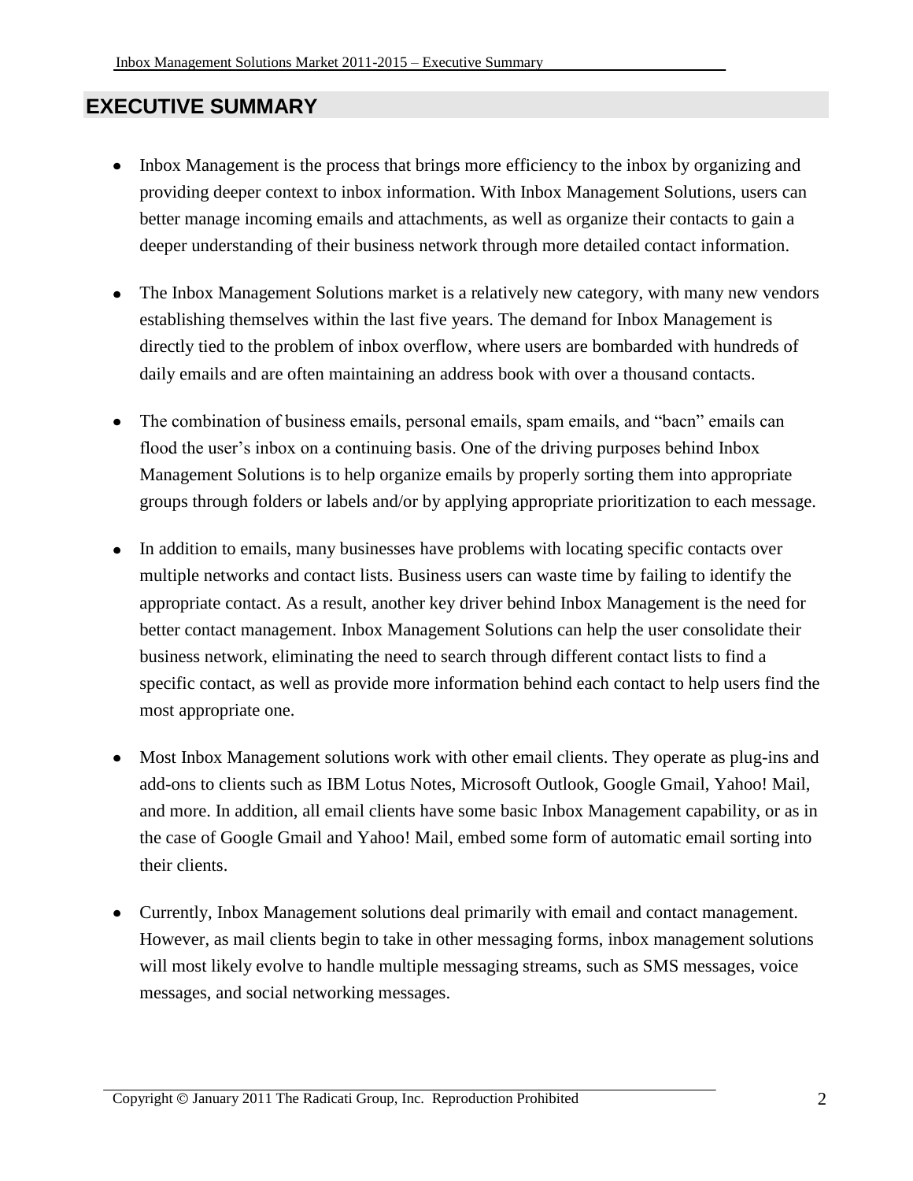# EXECUTIVE SUMMARY

- Inbox Management is the process that brings more efficiency to the inbox by organizing and providing deeper context to inbox information. With Inbox Management Solutions, users can better manage incoming emails and attachments, as well as organize their contacts to gain a deeper understanding of their business network through more detailed contact information.

- The Inbox Management Solutions market is a relatively new category, with many new vendors establishing themselves within the last five years. The demand for Inbox Management is directly tied to the problem of inbox overflow, where users are bombarded with hundreds of daily emails and are often maintaining an address book with over a thousand contacts.

- The combination of business emails, personal emails, spam emails, and "bacn" emails can flood the user's inbox on a continuing basis. One of the driving purposes behind Inbox Management Solutions is to help organize emails by properly sorting them into appropriate groups through folders or labels and/or by applying appropriate prioritization to each message.

- In addition to emails, many businesses have problems with locating specific contacts over multiple networks and contact lists. Business users can waste time by failing to identify the appropriate contact. As a result, another key driver behind Inbox Management is the need for better contact management. Inbox Management Solutions can help the user consolidate their business network, eliminating the need to search through different contact lists to find a specific contact, as well as provide more information behind each contact to help users find the most appropriate one.

- Most Inbox Management solutions work with other email clients. They operate as plug-ins and add-ons to clients such as IBM Lotus Notes, Microsoft Outlook, Google Gmail, Yahoo! Mail, and more. In addition, all email clients have some basic Inbox Management capability, or as in the case of Google Gmail and Yahoo! Mail, embed some form of automatic email sorting into their clients.

- Currently, Inbox Management solutions deal primarily with email and contact management. However, as mail clients begin to take in other messaging forms, inbox management solutions will most likely evolve to handle multiple messaging streams, such as SMS messages, voice messages, and social networking messages.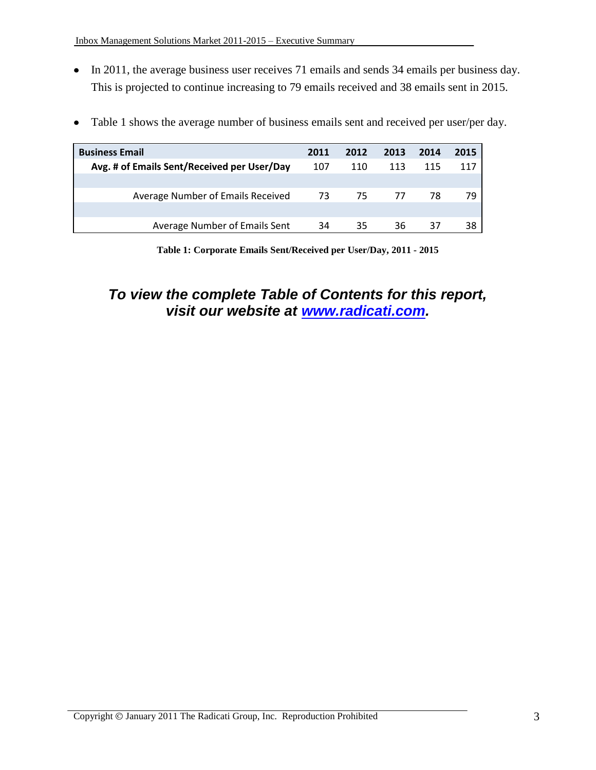- In 2011, the average business user receives 71 emails and sends 34 emails per business day. This is projected to continue increasing to 79 emails received and 38 emails sent in 2015.

- Table 1 shows the average number of business emails sent and received per user/per day.

| **Business Email** | **2011** | **2012** | **2013** | **2014** | **2015** |
|---|---|---|---|---|---|
| **Avg. # of Emails Sent/Received per User/Day** | 107 | 110 | 113 | 115 | 117 |
| | | | | | |
| Average Number of Emails Received | 73 | 75 | 77 | 78 | 79 |
| | | | | | |
| Average Number of Emails Sent | 34 | 35 | 36 | 37 | 38 |

**Table 1: Corporate Emails Sent/Received per User/Day, 2011 - 2015**

***To view the complete Table of Contents for this report, visit our website at [www.radicati.com](http://www.radicati.com).***